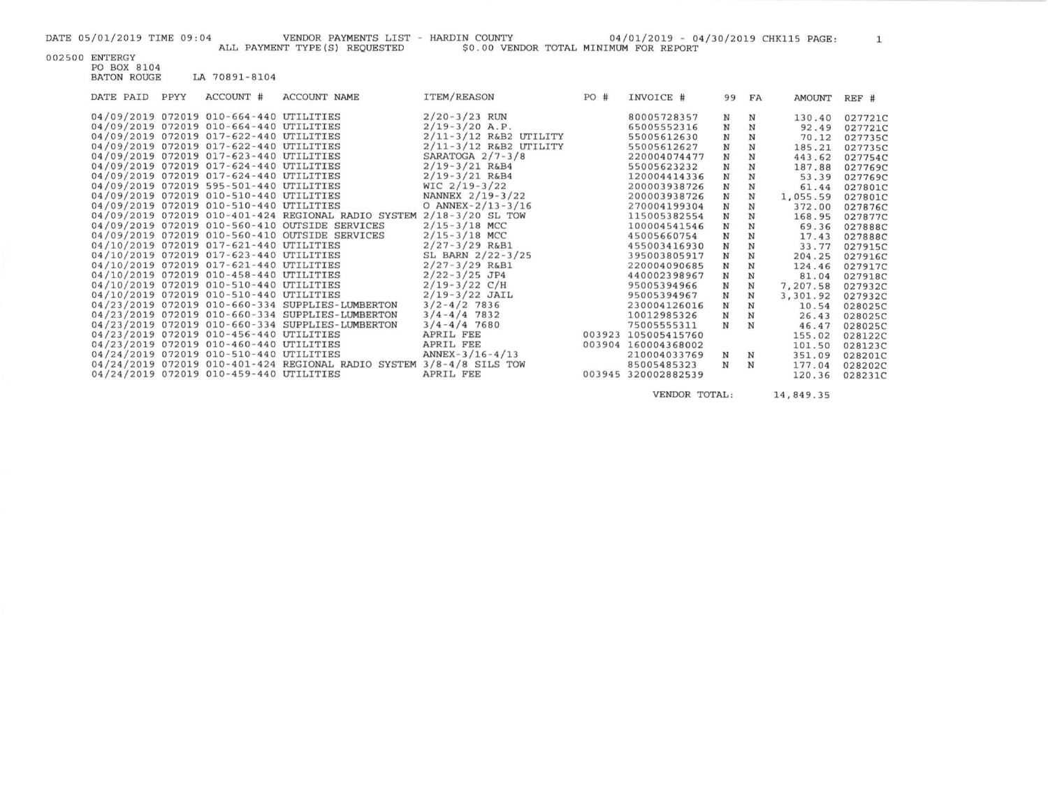DATE 05/01/2019 TIME 09:04 VENDOR PAYMENTS LIST - HARDIN COUNTY 04/01/2019 - 04/30/2019 CHK115 PAGE: 1

ALL PAYMENT TYPE(S) REQUESTED $0.00 VENDOR TOTAL MINIMUM FOR REPORT

002500 ENTERGY
PO BOX 8104
BATON ROUGE LA 70891-8104

| DATE PAID | PPYY | ACCOUNT # | ACCOUNT NAME | ITEM/REASON | PO # | INVOICE # | 99 | FA | AMOUNT | REF # |
|---|---|---|---|---|---|---|---|---|---|---|
| 04/09/2019 | 072019 | 010-664-440 | UTILITIES | 2/20-3/23 RUN | | 80005728357 | N | N | 130.40 | 027721C |
| 04/09/2019 | 072019 | 010-664-440 | UTILITIES | 2/19-3/20 A.P. | | 65005552316 | N | N | 92.49 | 027721C |
| 04/09/2019 | 072019 | 017-622-440 | UTILITIES | 2/11-3/12 R&B2 UTILITY | | 55005612630 | N | N | 70.12 | 027735C |
| 04/09/2019 | 072019 | 017-622-440 | UTILITIES | 2/11-3/12 R&B2 UTILITY | | 55005612627 | N | N | 185.21 | 027735C |
| 04/09/2019 | 072019 | 017-623-440 | UTILITIES | SARATOGA 2/7-3/8 | | 220004074477 | N | N | 443.62 | 027754C |
| 04/09/2019 | 072019 | 017-624-440 | UTILITIES | 2/19-3/21 R&B4 | | 55005623232 | N | N | 187.88 | 027769C |
| 04/09/2019 | 072019 | 017-624-440 | UTILITIES | 2/19-3/21 R&B4 | | 120004414336 | N | N | 53.39 | 027769C |
| 04/09/2019 | 072019 | 595-501-440 | UTILITIES | WIC 2/19-3/22 | | 200003938726 | N | N | 61.44 | 027801C |
| 04/09/2019 | 072019 | 010-510-440 | UTILITIES | NANNEX 2/19-3/22 | | 200003938726 | N | N | 1,055.59 | 027801C |
| 04/09/2019 | 072019 | 010-510-440 | UTILITIES | O ANNEX-2/13-3/16 | | 270004199304 | N | N | 372.00 | 027876C |
| 04/09/2019 | 072019 | 010-401-424 | REGIONAL RADIO SYSTEM | 2/18-3/20 SL TOW | | 115005382554 | N | N | 168.95 | 027877C |
| 04/09/2019 | 072019 | 010-560-410 | OUTSIDE SERVICES | 2/15-3/18 MCC | | 100004541546 | N | N | 69.36 | 027888C |
| 04/09/2019 | 072019 | 010-560-410 | OUTSIDE SERVICES | 2/15-3/18 MCC | | 45005660754 | N | N | 17.43 | 027888C |
| 04/10/2019 | 072019 | 017-621-440 | UTILITIES | 2/27-3/29 R&B1 | | 455003416930 | N | N | 33.77 | 027915C |
| 04/10/2019 | 072019 | 017-623-440 | UTILITIES | SL BARN 2/22-3/25 | | 395003805917 | N | N | 204.25 | 027916C |
| 04/10/2019 | 072019 | 017-621-440 | UTILITIES | 2/27-3/29 R&B1 | | 220004090685 | N | N | 124.46 | 027917C |
| 04/10/2019 | 072019 | 010-458-440 | UTILITIES | 2/22-3/25 JP4 | | 440002398967 | N | N | 81.04 | 027918C |
| 04/10/2019 | 072019 | 010-510-440 | UTILITIES | 2/19-3/22 C/H | | 95005394966 | N | N | 7,207.58 | 027932C |
| 04/10/2019 | 072019 | 010-510-440 | UTILITIES | 2/19-3/22 JAIL | | 95005394967 | N | N | 3,301.92 | 027932C |
| 04/23/2019 | 072019 | 010-660-334 | SUPPLIES-LUMBERTON | 3/2-4/2 7836 | | 230004126016 | N | N | 10.54 | 028025C |
| 04/23/2019 | 072019 | 010-660-334 | SUPPLIES-LUMBERTON | 3/4-4/4 7832 | | 10012985326 | N | N | 26.43 | 028025C |
| 04/23/2019 | 072019 | 010-660-334 | SUPPLIES-LUMBERTON | 3/4-4/4 7680 | | 75005555311 | N | N | 46.47 | 028025C |
| 04/23/2019 | 072019 | 010-456-440 | UTILITIES | APRIL FEE | 003923 | 105005415760 | | | 155.02 | 028122C |
| 04/23/2019 | 072019 | 010-460-440 | UTILITIES | APRIL FEE | 003904 | 160004368002 | | | 101.50 | 028123C |
| 04/24/2019 | 072019 | 010-510-440 | UTILITIES | ANNEX-3/16-4/13 | | 210004033769 | N | N | 351.09 | 028201C |
| 04/24/2019 | 072019 | 010-401-424 | REGIONAL RADIO SYSTEM | 3/8-4/8 SILS TOW | | 85005485323 | N | N | 177.04 | 028202C |
| 04/24/2019 | 072019 | 010-459-440 | UTILITIES | APRIL FEE | 003945 | 320002882539 | | | 120.36 | 028231C |

VENDOR TOTAL: 14,849.35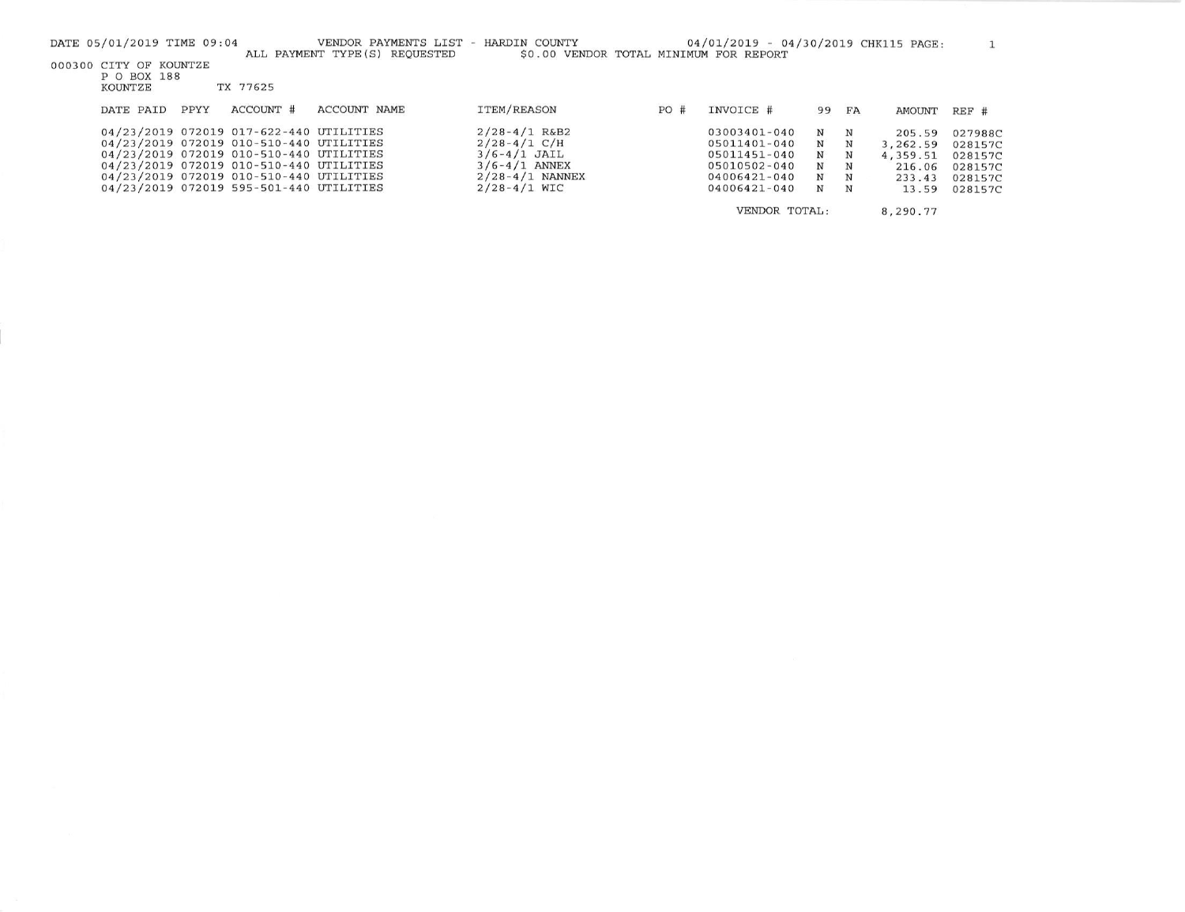DATE 05/01/2019 TIME 09:04 VENDOR PAYMENTS LIST - HARDIN COUNTY 04/01/2019 - 04/30/2019 CHK115

ALL PAYMENT TYPE(S) REQUESTED $0.00 VENDOR TOTAL MINIMUM FOR REPORT

000300 CITY OF KOUNTZE
P O BOX 188
KOUNTZE TX 77625

| DATE PAID | PPYY | ACCOUNT # | ACCOUNT NAME | ITEM/REASON | PO # | INVOICE # | 99 | FA | AMOUNT | REF # |
|---|---|---|---|---|---|---|---|---|---|---|
| 04/23/2019 | 072019 | 017-622-440 | UTILITIES | 2/28-4/1 R&B2 | | 03003401-040 | N | N | 205.59 | 027988C |
| 04/23/2019 | 072019 | 010-510-440 | UTILITIES | 2/28-4/1 C/H | | 05011401-040 | N | N | 3,262.59 | 028157C |
| 04/23/2019 | 072019 | 010-510-440 | UTILITIES | 3/6-4/1 JAIL | | 05011451-040 | N | N | 4,359.51 | 028157C |
| 04/23/2019 | 072019 | 010-510-440 | UTILITIES | 3/6-4/1 ANNEX | | 05010502-040 | N | N | 216.06 | 028157C |
| 04/23/2019 | 072019 | 010-510-440 | UTILITIES | 2/28-4/1 NANNEX | | 04006421-040 | N | N | 233.43 | 028157C |
| 04/23/2019 | 072019 | 595-501-440 | UTILITIES | 2/28-4/1 WIC | | 04006421-040 | N | N | 13.59 | 028157C |
| | | | | | | VENDOR TOTAL: | | | 8,290.77 | |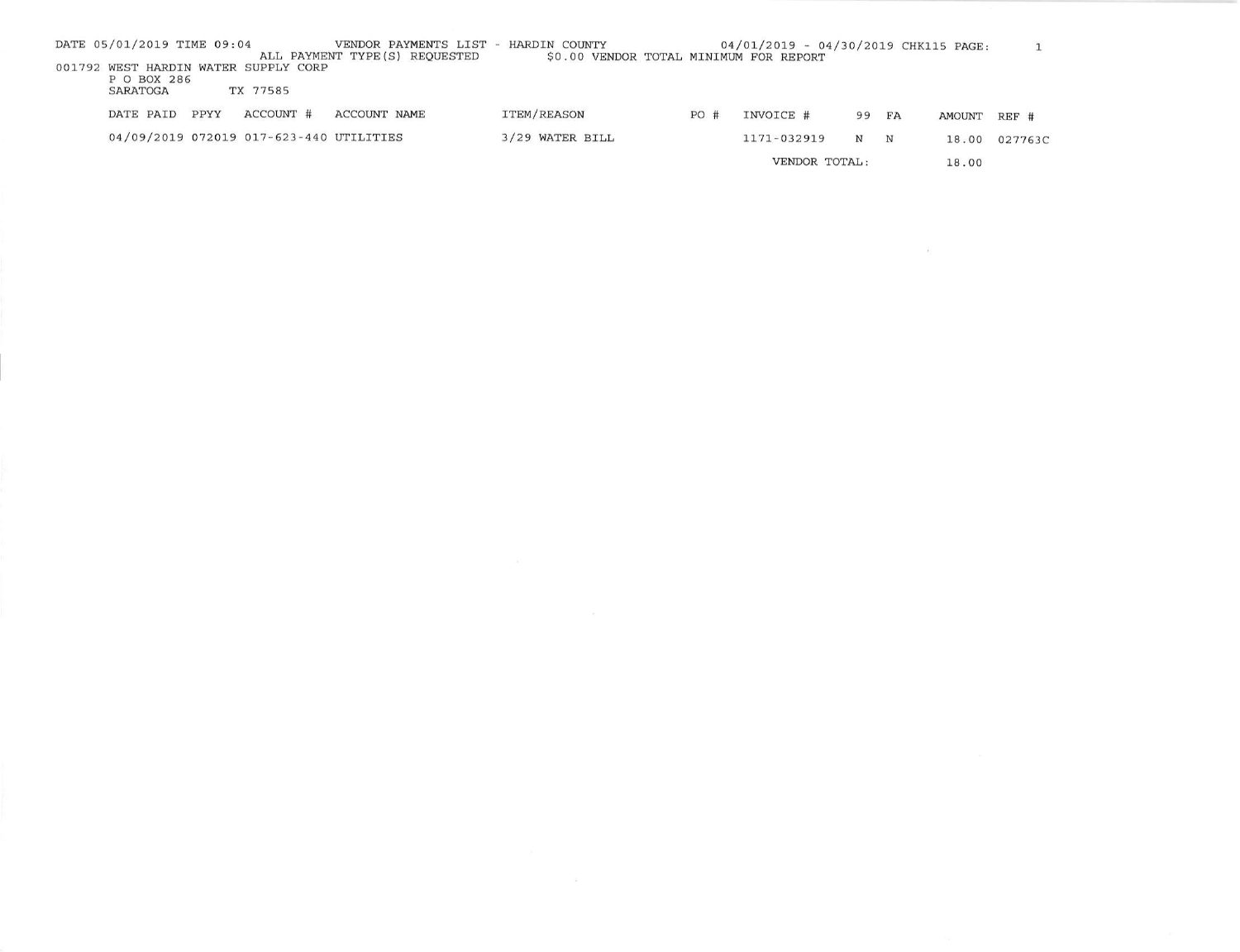DATE 05/01/2019 TIME 09:04 VENDOR PAYMENTS LIST - HARDIN COUNTY 04/01/2019 - 04/30/2019 CHK115 PAGE: 1

ALL PAYMENT TYPE(S) REQUESTED $0.00 VENDOR TOTAL MINIMUM FOR REPORT

001792 WEST HARDIN WATER SUPPLY CORP
P O BOX 286
SARATOGA TX 77585

| DATE PAID | PPYY | ACCOUNT # | ACCOUNT NAME | ITEM/REASON | PO # | INVOICE # | 99 | FA | AMOUNT | REF # |
|---|---|---|---|---|---|---|---|---|---|---|
| 04/09/2019 | 072019 | 017-623-440 | UTILITIES | 3/29 WATER BILL | | 1171-032919 | N | N | 18.00 | 027763C |
| | | | | | | VENDOR TOTAL: | | | 18.00 | |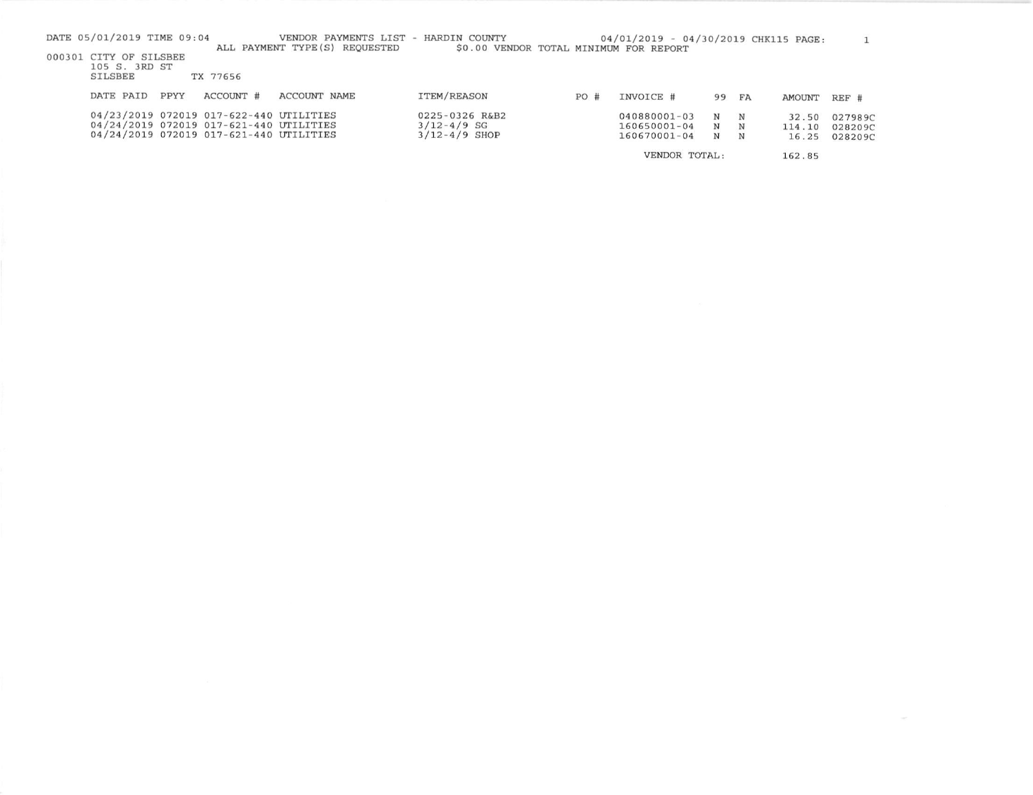DATE 05/01/2019 TIME 09:04 VENDOR PAYMENTS LIST - HARDIN COUNTY 04/01/2019 - 04/30/2019 CHK115 PAGE: 1

ALL PAYMENT TYPE(S) REQUESTED $0.00 VENDOR TOTAL MINIMUM FOR REPORT

000301 CITY OF SILSBEE
105 S. 3RD ST
SILSBEE TX 77656

| DATE PAID | PPYY | ACCOUNT # | ACCOUNT NAME | ITEM/REASON | PO # | INVOICE # | 99 | FA | AMOUNT | REF # |
|---|---|---|---|---|---|---|---|---|---|---|
| 04/23/2019 | 072019 | 017-622-440 | UTILITIES | 0225-0326 R&B2 | | 040880001-03 | N | N | 32.50 | 027989C |
| 04/24/2019 | 072019 | 017-621-440 | UTILITIES | 3/12-4/9 SG | | 160650001-04 | N | N | 114.10 | 028209C |
| 04/24/2019 | 072019 | 017-621-440 | UTILITIES | 3/12-4/9 SHOP | | 160670001-04 | N | N | 16.25 | 028209C |
| | | | | | | VENDOR TOTAL: | | | 162.85 | |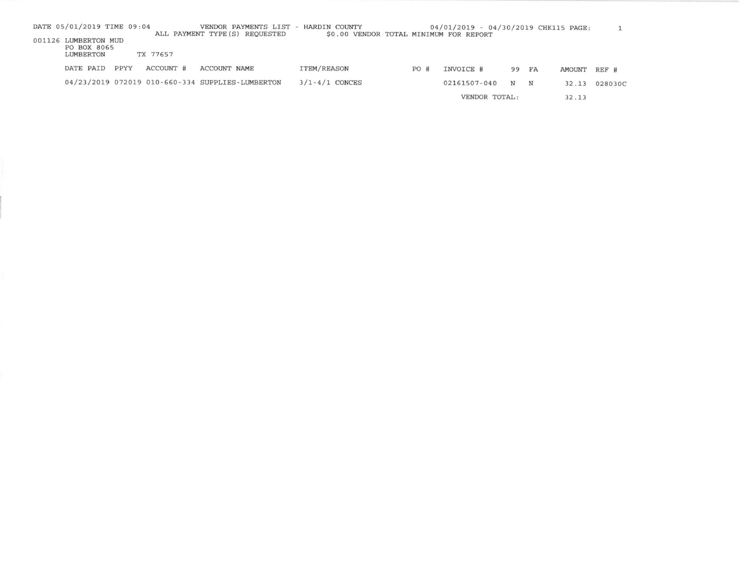DATE 05/01/2019 TIME 09:04 VENDOR PAYMENTS LIST - HARDIN COUNTY 04/01/2019 - 04/30/2019 CHK115 PAGE: 1

ALL PAYMENT TYPE(S) REQUESTED $0.00 VENDOR TOTAL MINIMUM FOR REPORT

001126 LUMBERTON MUD
PO BOX 8065
LUMBERTON TX 77657

| DATE PAID | PPYY | ACCOUNT # | ACCOUNT NAME | ITEM/REASON | PO # | INVOICE # | 99 | FA | AMOUNT | REF # |
|---|---|---|---|---|---|---|---|---|---|---|
| 04/23/2019 | 072019 | 010-660-334 | SUPPLIES-LUMBERTON | 3/1-4/1 CONCES | | 02161507-040 | N | N | 32.13 | 028030C |
| | | | | | | VENDOR TOTAL: | | | 32.13 | |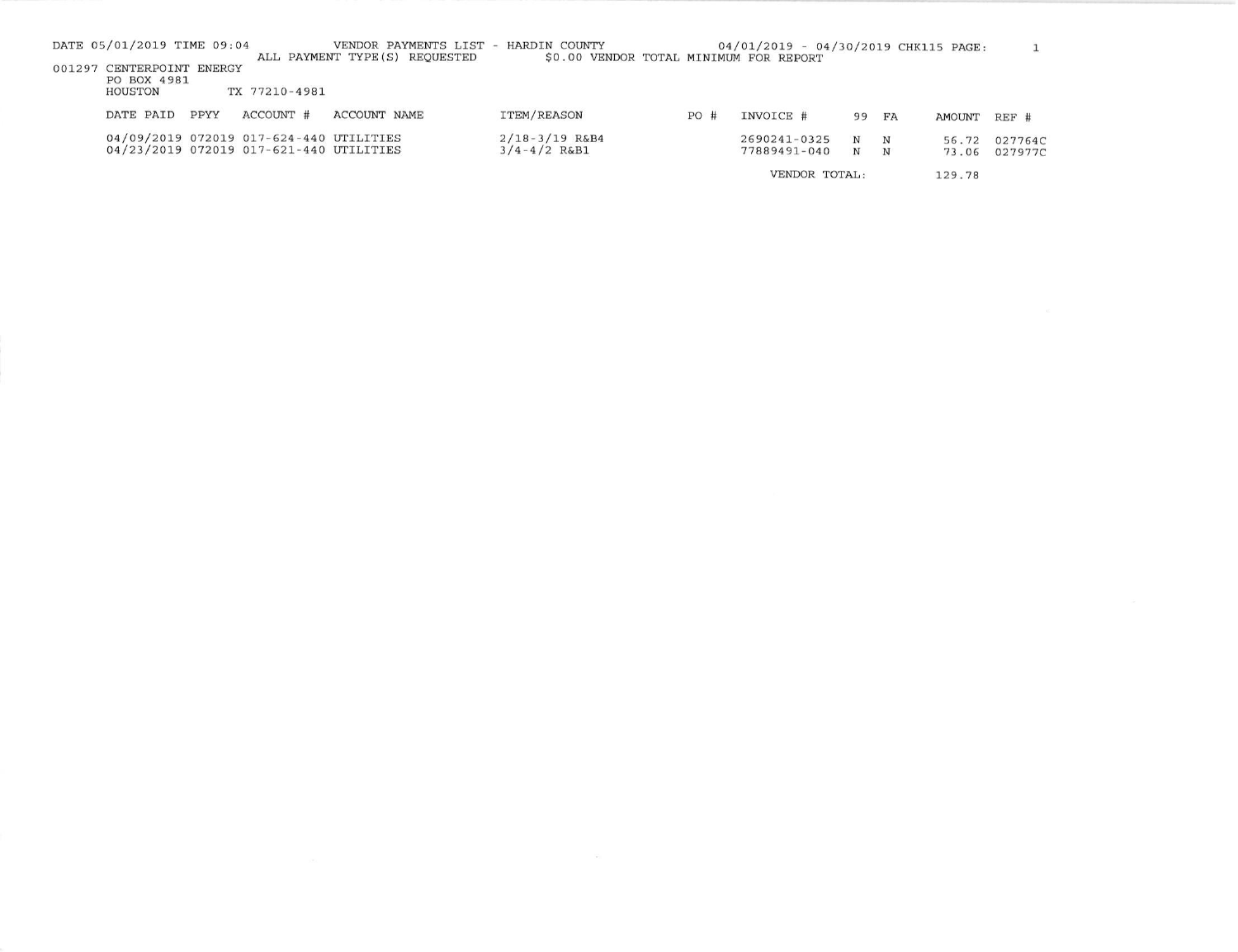DATE 05/01/2019 TIME 09:04 VENDOR PAYMENTS LIST - HARDIN COUNTY 04/01/2019 - 04/30/2019 CHK115 PAGE: 1

ALL PAYMENT TYPE(S) REQUESTED $0.00 VENDOR TOTAL MINIMUM FOR REPORT

001297 CENTERPOINT ENERGY
PO BOX 4981
HOUSTON TX 77210-4981

| DATE PAID | PPYY | ACCOUNT # | ACCOUNT NAME | ITEM/REASON | PO # | INVOICE # | 99 | FA | AMOUNT | REF # |
|---|---|---|---|---|---|---|---|---|---|---|
| 04/09/2019 | 072019 | 017-624-440 | UTILITIES | 2/18-3/19 R&B4 | | 2690241-0325 | N | N | 56.72 | 027764C |
| 04/23/2019 | 072019 | 017-621-440 | UTILITIES | 3/4-4/2 R&B1 | | 77889491-040 | N | N | 73.06 | 027977C |
| | | | | | | VENDOR TOTAL: | | | 129.78 | |